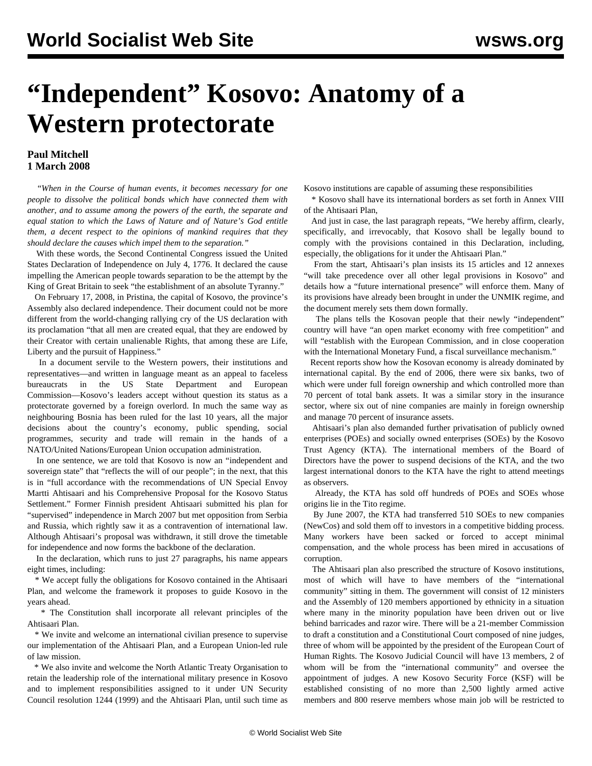# "Independent" Kosovo: Anatomy of a Western protectorate

**Paul Mitchell**
**1 March 2008**

*"When in the Course of human events, it becomes necessary for one people to dissolve the political bonds which have connected them with another, and to assume among the powers of the earth, the separate and equal station to which the Laws of Nature and of Nature's God entitle them, a decent respect to the opinions of mankind requires that they should declare the causes which impel them to the separation."*

With these words, the Second Continental Congress issued the United States Declaration of Independence on July 4, 1776. It declared the cause impelling the American people towards separation to be the attempt by the King of Great Britain to seek "the establishment of an absolute Tyranny."

On February 17, 2008, in Pristina, the capital of Kosovo, the province's Assembly also declared independence. Their document could not be more different from the world-changing rallying cry of the US declaration with its proclamation "that all men are created equal, that they are endowed by their Creator with certain unalienable Rights, that among these are Life, Liberty and the pursuit of Happiness."

In a document servile to the Western powers, their institutions and representatives—and written in language meant as an appeal to faceless bureaucrats in the US State Department and European Commission—Kosovo's leaders accept without question its status as a protectorate governed by a foreign overlord. In much the same way as neighbouring Bosnia has been ruled for the last 10 years, all the major decisions about the country's economy, public spending, social programmes, security and trade will remain in the hands of a NATO/United Nations/European Union occupation administration.

In one sentence, we are told that Kosovo is now an "independent and sovereign state" that "reflects the will of our people"; in the next, that this is in "full accordance with the recommendations of UN Special Envoy Martti Ahtisaari and his Comprehensive Proposal for the Kosovo Status Settlement." Former Finnish president Ahtisaari submitted his plan for "supervised" independence in March 2007 but met opposition from Serbia and Russia, which rightly saw it as a contravention of international law. Although Ahtisaari's proposal was withdrawn, it still drove the timetable for independence and now forms the backbone of the declaration.

In the declaration, which runs to just 27 paragraphs, his name appears eight times, including:

* We accept fully the obligations for Kosovo contained in the Ahtisaari Plan, and welcome the framework it proposes to guide Kosovo in the years ahead.

* The Constitution shall incorporate all relevant principles of the Ahtisaari Plan.

* We invite and welcome an international civilian presence to supervise our implementation of the Ahtisaari Plan, and a European Union-led rule of law mission.

* We also invite and welcome the North Atlantic Treaty Organisation to retain the leadership role of the international military presence in Kosovo and to implement responsibilities assigned to it under UN Security Council resolution 1244 (1999) and the Ahtisaari Plan, until such time as Kosovo institutions are capable of assuming these responsibilities

* Kosovo shall have its international borders as set forth in Annex VIII of the Ahtisaari Plan,

And just in case, the last paragraph repeats, "We hereby affirm, clearly, specifically, and irrevocably, that Kosovo shall be legally bound to comply with the provisions contained in this Declaration, including, especially, the obligations for it under the Ahtisaari Plan."

From the start, Ahtisaari's plan insists its 15 articles and 12 annexes "will take precedence over all other legal provisions in Kosovo" and details how a "future international presence" will enforce them. Many of its provisions have already been brought in under the UNMIK regime, and the document merely sets them down formally.

The plans tells the Kosovan people that their newly "independent" country will have "an open market economy with free competition" and will "establish with the European Commission, and in close cooperation with the International Monetary Fund, a fiscal surveillance mechanism."

Recent reports show how the Kosovan economy is already dominated by international capital. By the end of 2006, there were six banks, two of which were under full foreign ownership and which controlled more than 70 percent of total bank assets. It was a similar story in the insurance sector, where six out of nine companies are mainly in foreign ownership and manage 70 percent of insurance assets.

Ahtisaari's plan also demanded further privatisation of publicly owned enterprises (POEs) and socially owned enterprises (SOEs) by the Kosovo Trust Agency (KTA). The international members of the Board of Directors have the power to suspend decisions of the KTA, and the two largest international donors to the KTA have the right to attend meetings as observers.

Already, the KTA has sold off hundreds of POEs and SOEs whose origins lie in the Tito regime.

By June 2007, the KTA had transferred 510 SOEs to new companies (NewCos) and sold them off to investors in a competitive bidding process. Many workers have been sacked or forced to accept minimal compensation, and the whole process has been mired in accusations of corruption.

The Ahtisaari plan also prescribed the structure of Kosovo institutions, most of which will have to have members of the "international community" sitting in them. The government will consist of 12 ministers and the Assembly of 120 members apportioned by ethnicity in a situation where many in the minority population have been driven out or live behind barricades and razor wire. There will be a 21-member Commission to draft a constitution and a Constitutional Court composed of nine judges, three of whom will be appointed by the president of the European Court of Human Rights. The Kosovo Judicial Council will have 13 members, 2 of whom will be from the "international community" and oversee the appointment of judges. A new Kosovo Security Force (KSF) will be established consisting of no more than 2,500 lightly armed active members and 800 reserve members whose main job will be restricted to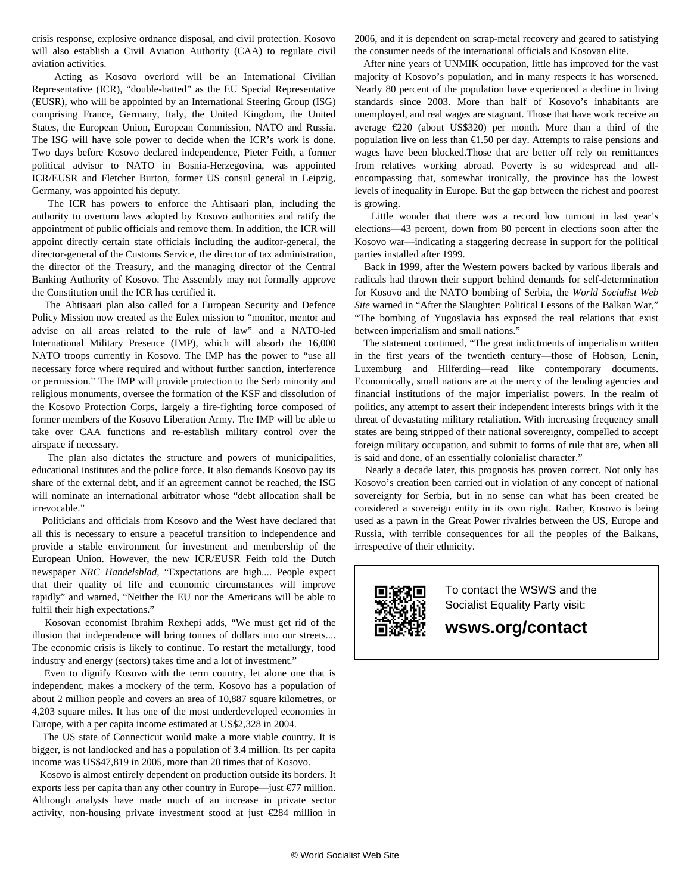crisis response, explosive ordnance disposal, and civil protection. Kosovo will also establish a Civil Aviation Authority (CAA) to regulate civil aviation activities.

Acting as Kosovo overlord will be an International Civilian Representative (ICR), "double-hatted" as the EU Special Representative (EUSR), who will be appointed by an International Steering Group (ISG) comprising France, Germany, Italy, the United Kingdom, the United States, the European Union, European Commission, NATO and Russia. The ISG will have sole power to decide when the ICR's work is done. Two days before Kosovo declared independence, Pieter Feith, a former political advisor to NATO in Bosnia-Herzegovina, was appointed ICR/EUSR and Fletcher Burton, former US consul general in Leipzig, Germany, was appointed his deputy.

The ICR has powers to enforce the Ahtisaari plan, including the authority to overturn laws adopted by Kosovo authorities and ratify the appointment of public officials and remove them. In addition, the ICR will appoint directly certain state officials including the auditor-general, the director-general of the Customs Service, the director of tax administration, the director of the Treasury, and the managing director of the Central Banking Authority of Kosovo. The Assembly may not formally approve the Constitution until the ICR has certified it.

The Ahtisaari plan also called for a European Security and Defence Policy Mission now created as the Eulex mission to "monitor, mentor and advise on all areas related to the rule of law" and a NATO-led International Military Presence (IMP), which will absorb the 16,000 NATO troops currently in Kosovo. The IMP has the power to "use all necessary force where required and without further sanction, interference or permission." The IMP will provide protection to the Serb minority and religious monuments, oversee the formation of the KSF and dissolution of the Kosovo Protection Corps, largely a fire-fighting force composed of former members of the Kosovo Liberation Army. The IMP will be able to take over CAA functions and re-establish military control over the airspace if necessary.

The plan also dictates the structure and powers of municipalities, educational institutes and the police force. It also demands Kosovo pay its share of the external debt, and if an agreement cannot be reached, the ISG will nominate an international arbitrator whose "debt allocation shall be irrevocable."

Politicians and officials from Kosovo and the West have declared that all this is necessary to ensure a peaceful transition to independence and provide a stable environment for investment and membership of the European Union. However, the new ICR/EUSR Feith told the Dutch newspaper *NRC Handelsblad*, "Expectations are high.... People expect that their quality of life and economic circumstances will improve rapidly" and warned, "Neither the EU nor the Americans will be able to fulfil their high expectations."

Kosovan economist Ibrahim Rexhepi adds, "We must get rid of the illusion that independence will bring tonnes of dollars into our streets.... The economic crisis is likely to continue. To restart the metallurgy, food industry and energy (sectors) takes time and a lot of investment."

Even to dignify Kosovo with the term country, let alone one that is independent, makes a mockery of the term. Kosovo has a population of about 2 million people and covers an area of 10,887 square kilometres, or 4,203 square miles. It has one of the most underdeveloped economies in Europe, with a per capita income estimated at US$2,328 in 2004.

The US state of Connecticut would make a more viable country. It is bigger, is not landlocked and has a population of 3.4 million. Its per capita income was US$47,819 in 2005, more than 20 times that of Kosovo.

Kosovo is almost entirely dependent on production outside its borders. It exports less per capita than any other country in Europe—just €77 million. Although analysts have made much of an increase in private sector activity, non-housing private investment stood at just €284 million in 2006, and it is dependent on scrap-metal recovery and geared to satisfying the consumer needs of the international officials and Kosovan elite.

After nine years of UNMIK occupation, little has improved for the vast majority of Kosovo's population, and in many respects it has worsened. Nearly 80 percent of the population have experienced a decline in living standards since 2003. More than half of Kosovo's inhabitants are unemployed, and real wages are stagnant. Those that have work receive an average €220 (about US$320) per month. More than a third of the population live on less than €1.50 per day. Attempts to raise pensions and wages have been blocked.Those that are better off rely on remittances from relatives working abroad. Poverty is so widespread and all-encompassing that, somewhat ironically, the province has the lowest levels of inequality in Europe. But the gap between the richest and poorest is growing.

Little wonder that there was a record low turnout in last year's elections—43 percent, down from 80 percent in elections soon after the Kosovo war—indicating a staggering decrease in support for the political parties installed after 1999.

Back in 1999, after the Western powers backed by various liberals and radicals had thrown their support behind demands for self-determination for Kosovo and the NATO bombing of Serbia, the *World Socialist Web Site* warned in "After the Slaughter: Political Lessons of the Balkan War," "The bombing of Yugoslavia has exposed the real relations that exist between imperialism and small nations."

The statement continued, "The great indictments of imperialism written in the first years of the twentieth century—those of Hobson, Lenin, Luxemburg and Hilferding—read like contemporary documents. Economically, small nations are at the mercy of the lending agencies and financial institutions of the major imperialist powers. In the realm of politics, any attempt to assert their independent interests brings with it the threat of devastating military retaliation. With increasing frequency small states are being stripped of their national sovereignty, compelled to accept foreign military occupation, and submit to forms of rule that are, when all is said and done, of an essentially colonialist character."

Nearly a decade later, this prognosis has proven correct. Not only has Kosovo's creation been carried out in violation of any concept of national sovereignty for Serbia, but in no sense can what has been created be considered a sovereign entity in its own right. Rather, Kosovo is being used as a pawn in the Great Power rivalries between the US, Europe and Russia, with terrible consequences for all the peoples of the Balkans, irrespective of their ethnicity.

To contact the WSWS and the Socialist Equality Party visit:

**wsws.org/contact**